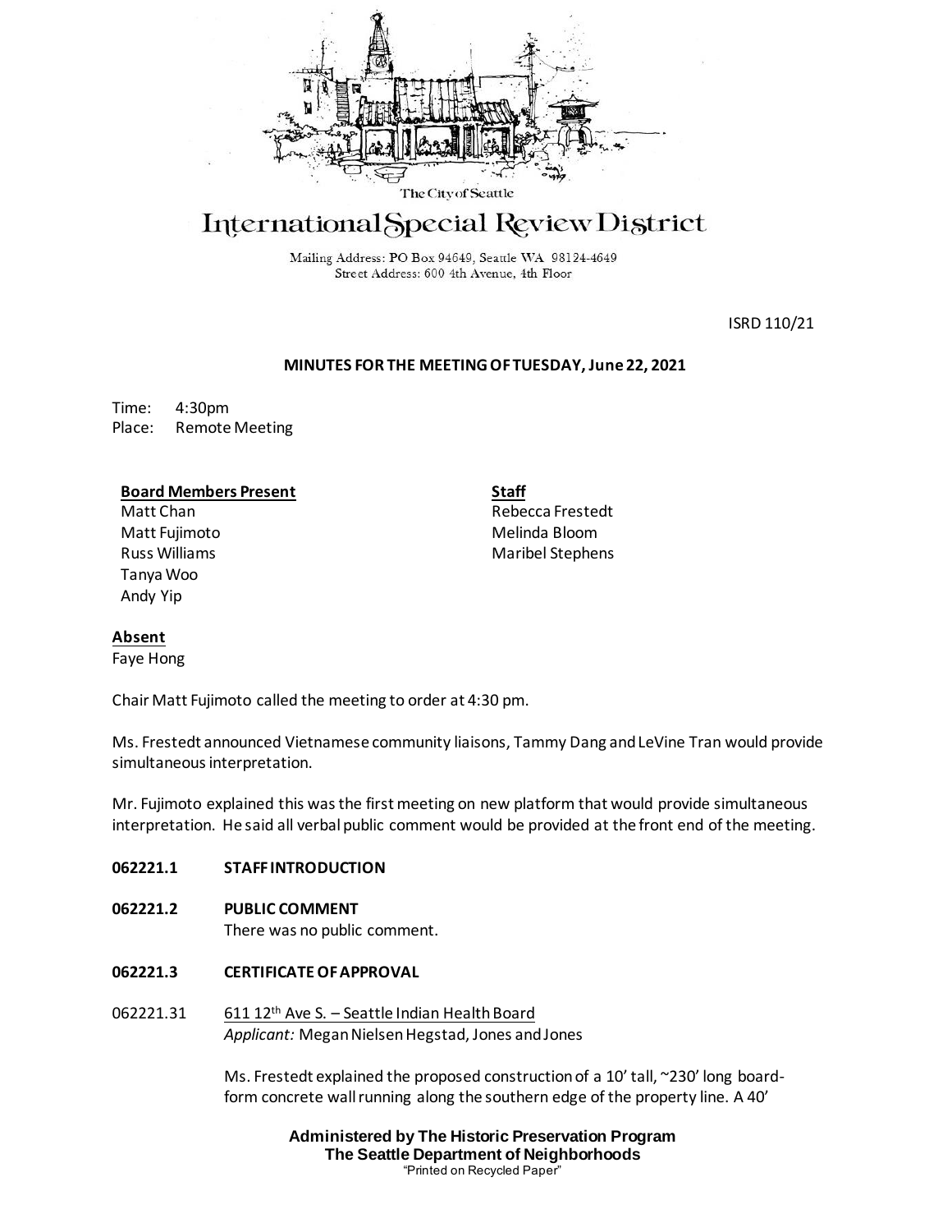The City of Seattle

# International Special Review District

Mailing Address: PO Box 94649, Seattle WA 98124-4649
Street Address: 600 4th Avenue, 4th Floor

ISRD 110/21

**MINUTES FOR THE MEETING OF TUESDAY, June 22, 2021**

Time: 4:30pm
Place: Remote Meeting

**Board Members Present**
Matt Chan
Matt Fujimoto
Russ Williams
Tanya Woo
Andy Yip

**Staff**
Rebecca Frestedt
Melinda Bloom
Maribel Stephens

**Absent**
Faye Hong

Chair Matt Fujimoto called the meeting to order at 4:30 pm.

Ms. Frestedt announced Vietnamese community liaisons, Tammy Dang and LeVine Tran would provide simultaneous interpretation.

Mr. Fujimoto explained this was the first meeting on new platform that would provide simultaneous interpretation. He said all verbal public comment would be provided at the front end of the meeting.

**062221.1 STAFF INTRODUCTION**

**062221.2 PUBLIC COMMENT**

There was no public comment.

**062221.3 CERTIFICATE OF APPROVAL**

062221.31 611 12th Ave S. – Seattle Indian Health Board
*Applicant:* Megan Nielsen Hegstad, Jones and Jones

Ms. Frestedt explained the proposed construction of a 10' tall, ~230' long board-form concrete wall running along the southern edge of the property line. A 40'

**Administered by The Historic Preservation Program**
**The Seattle Department of Neighborhoods**
"Printed on Recycled Paper"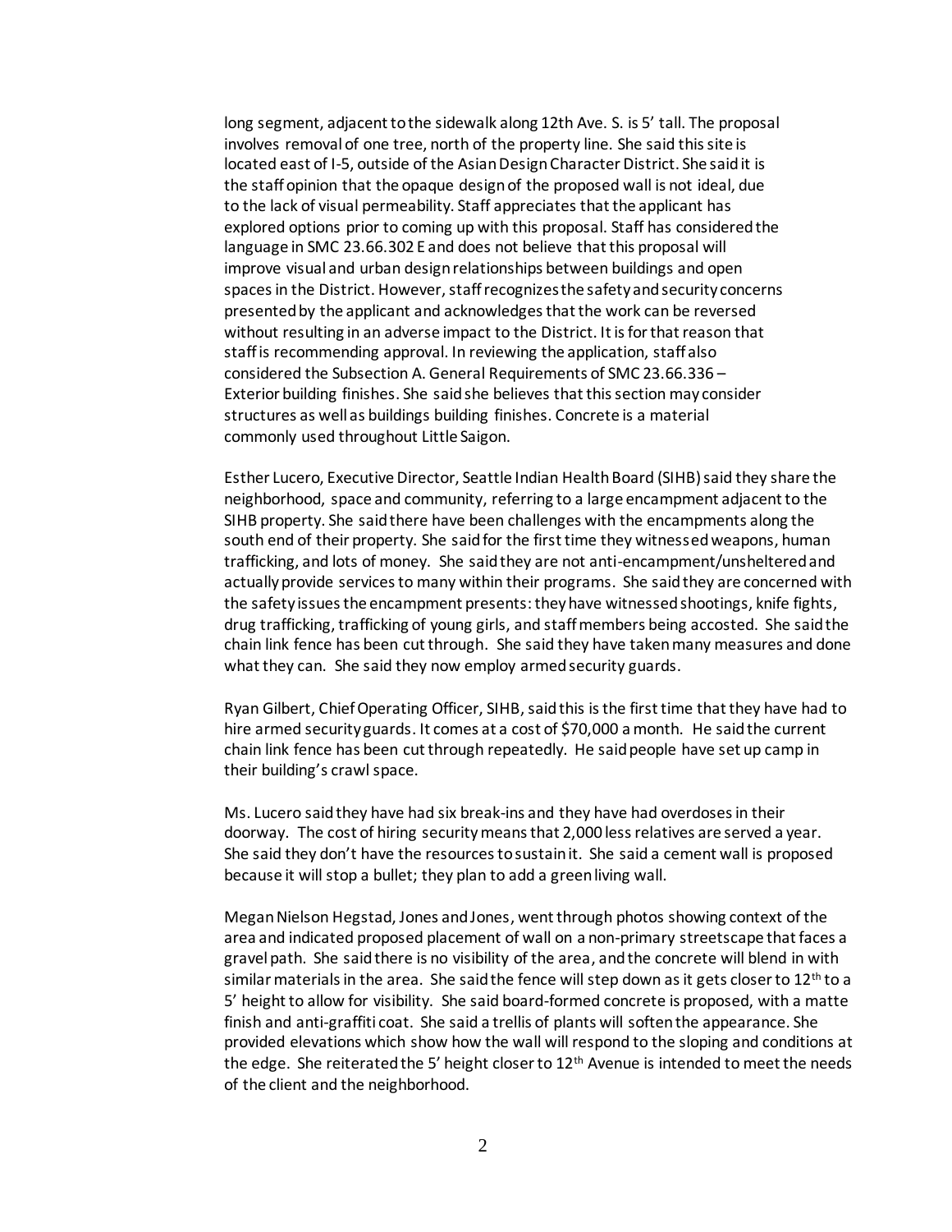long segment, adjacent to the sidewalk along 12th Ave. S. is 5' tall. The proposal involves removal of one tree, north of the property line. She said this site is located east of I-5, outside of the Asian Design Character District. She said it is the staff opinion that the opaque design of the proposed wall is not ideal, due to the lack of visual permeability. Staff appreciates that the applicant has explored options prior to coming up with this proposal. Staff has considered the language in SMC 23.66.302 E and does not believe that this proposal will improve visual and urban design relationships between buildings and open spaces in the District. However, staff recognizes the safety and security concerns presented by the applicant and acknowledges that the work can be reversed without resulting in an adverse impact to the District. It is for that reason that staff is recommending approval. In reviewing the application, staff also considered the Subsection A. General Requirements of SMC 23.66.336 – Exterior building finishes. She said she believes that this section may consider structures as well as buildings building finishes. Concrete is a material commonly used throughout Little Saigon.

Esther Lucero, Executive Director, Seattle Indian Health Board (SIHB) said they share the neighborhood, space and community, referring to a large encampment adjacent to the SIHB property. She said there have been challenges with the encampments along the south end of their property. She said for the first time they witnessed weapons, human trafficking, and lots of money. She said they are not anti-encampment/unsheltered and actually provide services to many within their programs. She said they are concerned with the safety issues the encampment presents: they have witnessed shootings, knife fights, drug trafficking, trafficking of young girls, and staff members being accosted. She said the chain link fence has been cut through. She said they have taken many measures and done what they can. She said they now employ armed security guards.

Ryan Gilbert, Chief Operating Officer, SIHB, said this is the first time that they have had to hire armed security guards. It comes at a cost of $70,000 a month. He said the current chain link fence has been cut through repeatedly. He said people have set up camp in their building's crawl space.

Ms. Lucero said they have had six break-ins and they have had overdoses in their doorway. The cost of hiring security means that 2,000 less relatives are served a year. She said they don't have the resources to sustain it. She said a cement wall is proposed because it will stop a bullet; they plan to add a green living wall.

Megan Nielson Hegstad, Jones and Jones, went through photos showing context of the area and indicated proposed placement of wall on a non-primary streetscape that faces a gravel path. She said there is no visibility of the area, and the concrete will blend in with similar materials in the area. She said the fence will step down as it gets closer to 12th to a 5' height to allow for visibility. She said board-formed concrete is proposed, with a matte finish and anti-graffiti coat. She said a trellis of plants will soften the appearance. She provided elevations which show how the wall will respond to the sloping and conditions at the edge. She reiterated the 5' height closer to 12th Avenue is intended to meet the needs of the client and the neighborhood.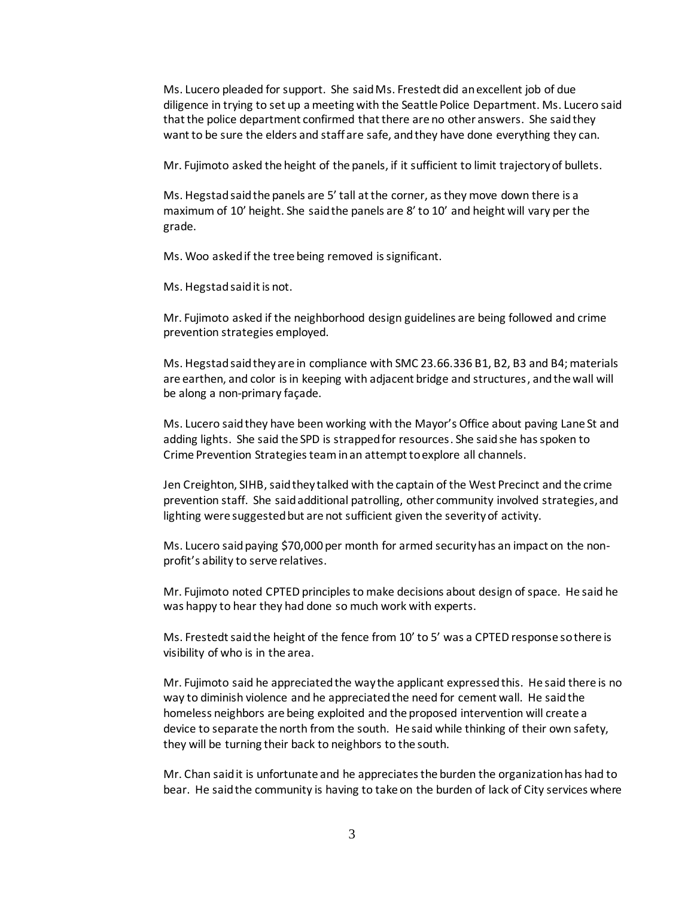Ms. Lucero pleaded for support. She said Ms. Frestedt did an excellent job of due diligence in trying to set up a meeting with the Seattle Police Department. Ms. Lucero said that the police department confirmed that there are no other answers. She said they want to be sure the elders and staff are safe, and they have done everything they can.

Mr. Fujimoto asked the height of the panels, if it sufficient to limit trajectory of bullets.

Ms. Hegstad said the panels are 5' tall at the corner, as they move down there is a maximum of 10' height. She said the panels are 8' to 10' and height will vary per the grade.

Ms. Woo asked if the tree being removed is significant.

Ms. Hegstad said it is not.

Mr. Fujimoto asked if the neighborhood design guidelines are being followed and crime prevention strategies employed.

Ms. Hegstad said they are in compliance with SMC 23.66.336 B1, B2, B3 and B4; materials are earthen, and color is in keeping with adjacent bridge and structures, and the wall will be along a non-primary façade.

Ms. Lucero said they have been working with the Mayor's Office about paving Lane St and adding lights. She said the SPD is strapped for resources. She said she has spoken to Crime Prevention Strategies team in an attempt to explore all channels.

Jen Creighton, SIHB, said they talked with the captain of the West Precinct and the crime prevention staff. She said additional patrolling, other community involved strategies, and lighting were suggested but are not sufficient given the severity of activity.

Ms. Lucero said paying $70,000 per month for armed security has an impact on the non-profit's ability to serve relatives.

Mr. Fujimoto noted CPTED principles to make decisions about design of space. He said he was happy to hear they had done so much work with experts.

Ms. Frestedt said the height of the fence from 10' to 5' was a CPTED response so there is visibility of who is in the area.

Mr. Fujimoto said he appreciated the way the applicant expressed this. He said there is no way to diminish violence and he appreciated the need for cement wall. He said the homeless neighbors are being exploited and the proposed intervention will create a device to separate the north from the south. He said while thinking of their own safety, they will be turning their back to neighbors to the south.

Mr. Chan said it is unfortunate and he appreciates the burden the organization has had to bear. He said the community is having to take on the burden of lack of City services where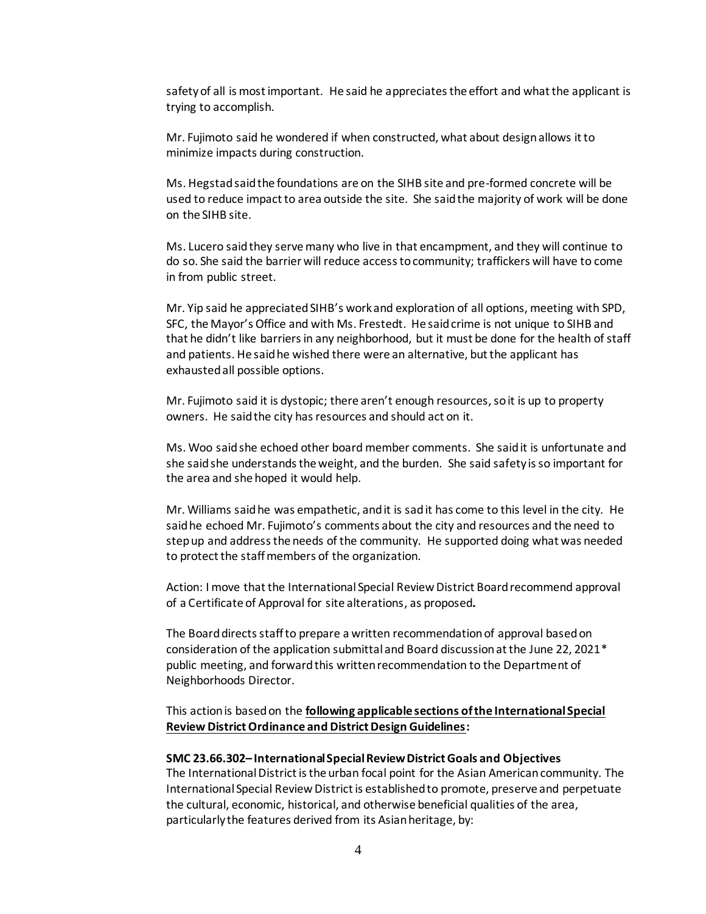safety of all is most important. He said he appreciates the effort and what the applicant is trying to accomplish.

Mr. Fujimoto said he wondered if when constructed, what about design allows it to minimize impacts during construction.

Ms. Hegstad said the foundations are on the SIHB site and pre-formed concrete will be used to reduce impact to area outside the site. She said the majority of work will be done on the SIHB site.

Ms. Lucero said they serve many who live in that encampment, and they will continue to do so. She said the barrier will reduce access to community; traffickers will have to come in from public street.

Mr. Yip said he appreciated SIHB's work and exploration of all options, meeting with SPD, SFC, the Mayor's Office and with Ms. Frestedt. He said crime is not unique to SIHB and that he didn't like barriers in any neighborhood, but it must be done for the health of staff and patients. He said he wished there were an alternative, but the applicant has exhausted all possible options.

Mr. Fujimoto said it is dystopic; there aren't enough resources, so it is up to property owners. He said the city has resources and should act on it.

Ms. Woo said she echoed other board member comments. She said it is unfortunate and she said she understands the weight, and the burden. She said safety is so important for the area and she hoped it would help.

Mr. Williams said he was empathetic, and it is sad it has come to this level in the city. He said he echoed Mr. Fujimoto's comments about the city and resources and the need to step up and address the needs of the community. He supported doing what was needed to protect the staff members of the organization.

Action: I move that the International Special Review District Board recommend approval of a Certificate of Approval for site alterations, as proposed.

The Board directs staff to prepare a written recommendation of approval based on consideration of the application submittal and Board discussion at the June 22, 2021* public meeting, and forward this written recommendation to the Department of Neighborhoods Director.

This action is based on the **following applicable sections of the International Special Review District Ordinance and District Design Guidelines:**

**SMC 23.66.302– International Special Review District Goals and Objectives**
The International District is the urban focal point for the Asian American community. The International Special Review District is established to promote, preserve and perpetuate the cultural, economic, historical, and otherwise beneficial qualities of the area, particularly the features derived from its Asian heritage, by: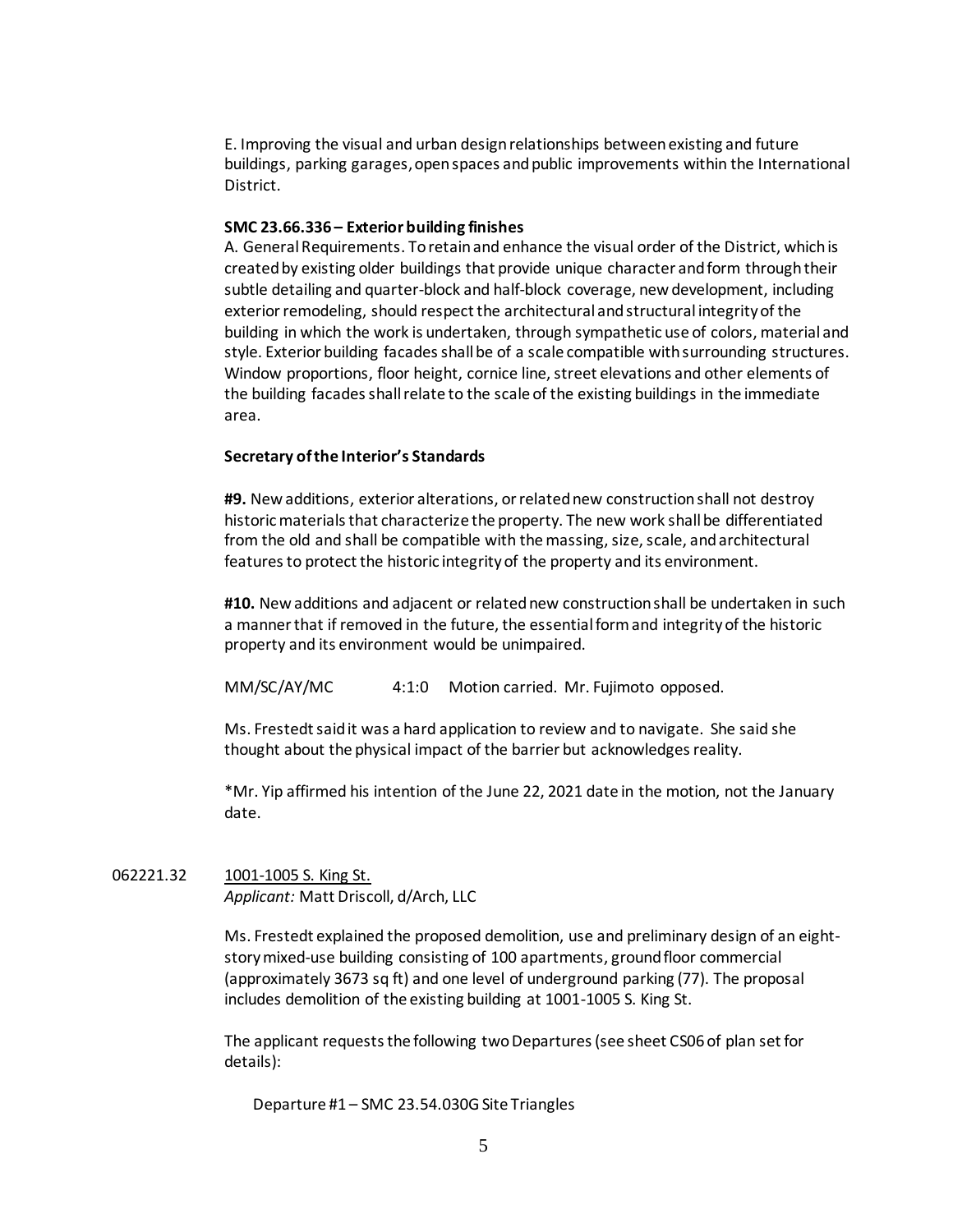E. Improving the visual and urban design relationships between existing and future buildings, parking garages, open spaces and public improvements within the International District.

**SMC 23.66.336 – Exterior building finishes**
A. General Requirements. To retain and enhance the visual order of the District, which is created by existing older buildings that provide unique character and form through their subtle detailing and quarter-block and half-block coverage, new development, including exterior remodeling, should respect the architectural and structural integrity of the building in which the work is undertaken, through sympathetic use of colors, material and style. Exterior building facades shall be of a scale compatible with surrounding structures. Window proportions, floor height, cornice line, street elevations and other elements of the building facades shall relate to the scale of the existing buildings in the immediate area.

**Secretary of the Interior's Standards**

**#9.** New additions, exterior alterations, or related new construction shall not destroy historic materials that characterize the property. The new work shall be differentiated from the old and shall be compatible with the massing, size, scale, and architectural features to protect the historic integrity of the property and its environment.

**#10.** New additions and adjacent or related new construction shall be undertaken in such a manner that if removed in the future, the essential form and integrity of the historic property and its environment would be unimpaired.

MM/SC/AY/MC 4:1:0 Motion carried. Mr. Fujimoto opposed.

Ms. Frestedt said it was a hard application to review and to navigate. She said she thought about the physical impact of the barrier but acknowledges reality.

*Mr. Yip affirmed his intention of the June 22, 2021 date in the motion, not the January date.

062221.32 1001-1005 S. King St.
*Applicant:* Matt Driscoll, d/Arch, LLC

Ms. Frestedt explained the proposed demolition, use and preliminary design of an eight-story mixed-use building consisting of 100 apartments, ground floor commercial (approximately 3673 sq ft) and one level of underground parking (77). The proposal includes demolition of the existing building at 1001-1005 S. King St.

The applicant requests the following two Departures (see sheet CS06 of plan set for details):

Departure #1 – SMC 23.54.030G Site Triangles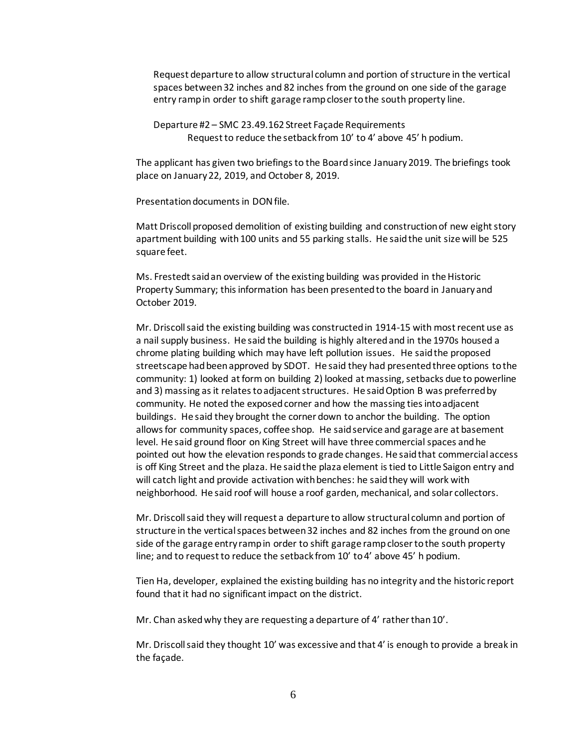Request departure to allow structural column and portion of structure in the vertical spaces between 32 inches and 82 inches from the ground on one side of the garage entry ramp in order to shift garage ramp closer to the south property line.

Departure #2 – SMC 23.49.162 Street Façade Requirements
Request to reduce the setback from 10' to 4' above 45' h podium.

The applicant has given two briefings to the Board since January 2019. The briefings took place on January 22, 2019, and October 8, 2019.

Presentation documents in DON file.

Matt Driscoll proposed demolition of existing building and construction of new eight story apartment building with 100 units and 55 parking stalls. He said the unit size will be 525 square feet.

Ms. Frestedt said an overview of the existing building was provided in the Historic Property Summary; this information has been presented to the board in January and October 2019.

Mr. Driscoll said the existing building was constructed in 1914-15 with most recent use as a nail supply business. He said the building is highly altered and in the 1970s housed a chrome plating building which may have left pollution issues. He said the proposed streetscape had been approved by SDOT. He said they had presented three options to the community: 1) looked at form on building 2) looked at massing, setbacks due to powerline and 3) massing as it relates to adjacent structures. He said Option B was preferred by community. He noted the exposed corner and how the massing ties into adjacent buildings. He said they brought the corner down to anchor the building. The option allows for community spaces, coffee shop. He said service and garage are at basement level. He said ground floor on King Street will have three commercial spaces and he pointed out how the elevation responds to grade changes. He said that commercial access is off King Street and the plaza. He said the plaza element is tied to Little Saigon entry and will catch light and provide activation with benches: he said they will work with neighborhood. He said roof will house a roof garden, mechanical, and solar collectors.

Mr. Driscoll said they will request a departure to allow structural column and portion of structure in the vertical spaces between 32 inches and 82 inches from the ground on one side of the garage entry ramp in order to shift garage ramp closer to the south property line; and to request to reduce the setback from 10' to 4' above 45' h podium.

Tien Ha, developer, explained the existing building has no integrity and the historic report found that it had no significant impact on the district.

Mr. Chan asked why they are requesting a departure of 4' rather than 10'.

Mr. Driscoll said they thought 10' was excessive and that 4' is enough to provide a break in the façade.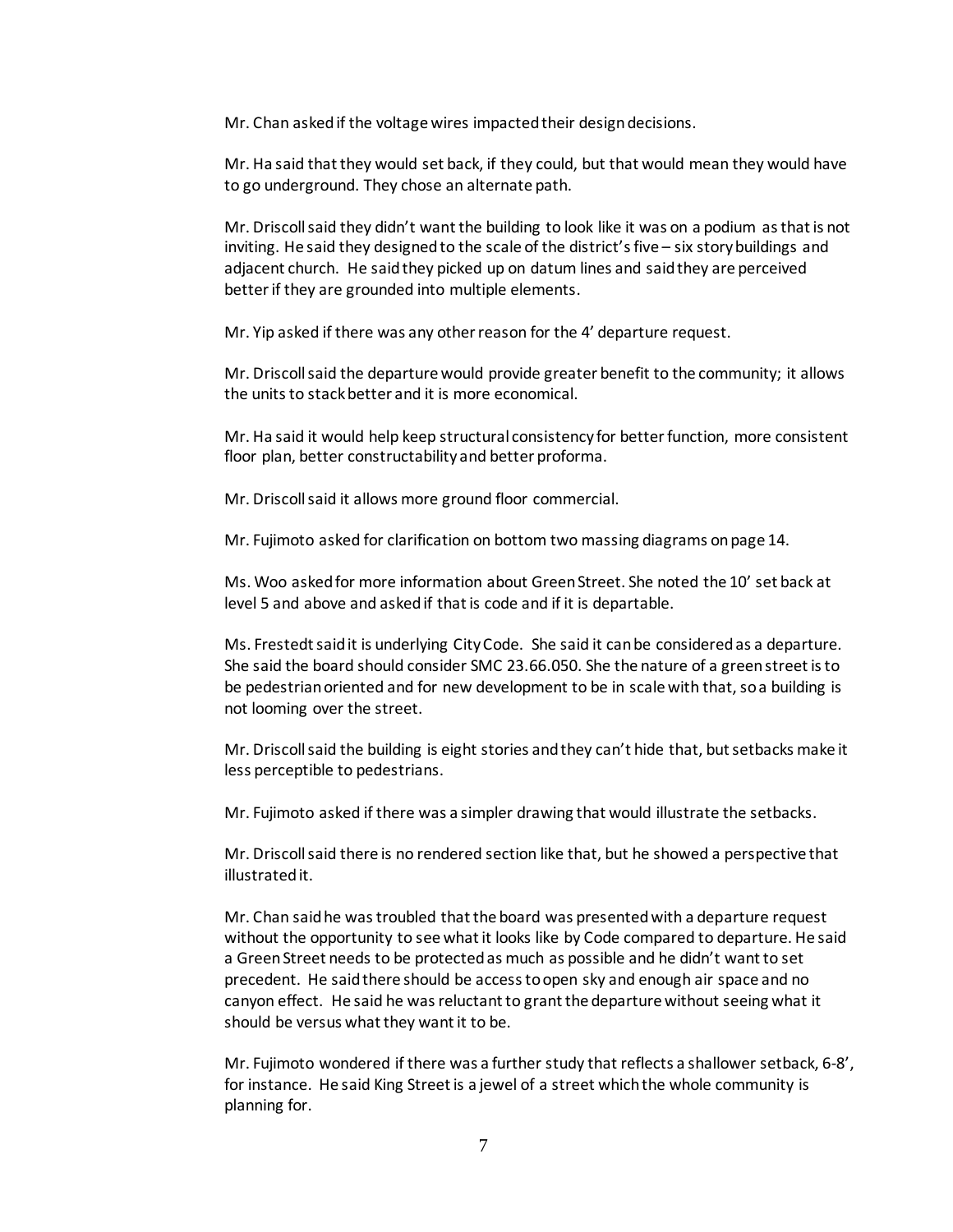Mr. Chan asked if the voltage wires impacted their design decisions.

Mr. Ha said that they would set back, if they could, but that would mean they would have to go underground. They chose an alternate path.

Mr. Driscoll said they didn't want the building to look like it was on a podium as that is not inviting. He said they designed to the scale of the district's five – six story buildings and adjacent church. He said they picked up on datum lines and said they are perceived better if they are grounded into multiple elements.

Mr. Yip asked if there was any other reason for the 4' departure request.

Mr. Driscoll said the departure would provide greater benefit to the community; it allows the units to stack better and it is more economical.

Mr. Ha said it would help keep structural consistency for better function, more consistent floor plan, better constructability and better proforma.

Mr. Driscoll said it allows more ground floor commercial.

Mr. Fujimoto asked for clarification on bottom two massing diagrams on page 14.

Ms. Woo asked for more information about Green Street. She noted the 10' set back at level 5 and above and asked if that is code and if it is departable.

Ms. Frestedt said it is underlying City Code. She said it can be considered as a departure. She said the board should consider SMC 23.66.050. She the nature of a green street is to be pedestrian oriented and for new development to be in scale with that, so a building is not looming over the street.

Mr. Driscoll said the building is eight stories and they can't hide that, but setbacks make it less perceptible to pedestrians.

Mr. Fujimoto asked if there was a simpler drawing that would illustrate the setbacks.

Mr. Driscoll said there is no rendered section like that, but he showed a perspective that illustrated it.

Mr. Chan said he was troubled that the board was presented with a departure request without the opportunity to see what it looks like by Code compared to departure. He said a Green Street needs to be protected as much as possible and he didn't want to set precedent. He said there should be access to open sky and enough air space and no canyon effect. He said he was reluctant to grant the departure without seeing what it should be versus what they want it to be.

Mr. Fujimoto wondered if there was a further study that reflects a shallower setback, 6-8', for instance. He said King Street is a jewel of a street which the whole community is planning for.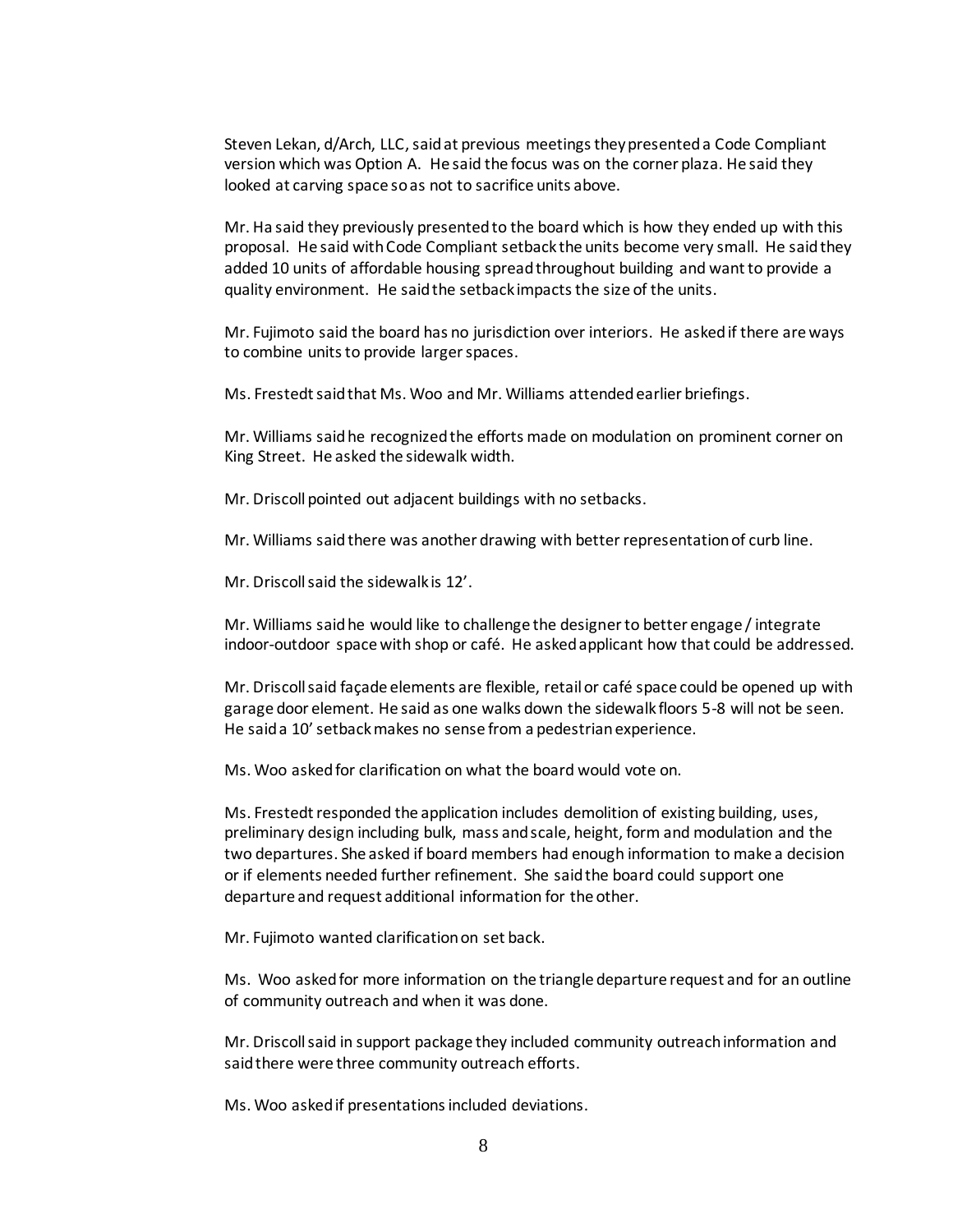Steven Lekan, d/Arch, LLC, said at previous meetings they presented a Code Compliant version which was Option A. He said the focus was on the corner plaza. He said they looked at carving space so as not to sacrifice units above.

Mr. Ha said they previously presented to the board which is how they ended up with this proposal. He said with Code Compliant setback the units become very small. He said they added 10 units of affordable housing spread throughout building and want to provide a quality environment. He said the setback impacts the size of the units.

Mr. Fujimoto said the board has no jurisdiction over interiors. He asked if there are ways to combine units to provide larger spaces.

Ms. Frestedt said that Ms. Woo and Mr. Williams attended earlier briefings.

Mr. Williams said he recognized the efforts made on modulation on prominent corner on King Street. He asked the sidewalk width.

Mr. Driscoll pointed out adjacent buildings with no setbacks.

Mr. Williams said there was another drawing with better representation of curb line.

Mr. Driscoll said the sidewalk is 12'.

Mr. Williams said he would like to challenge the designer to better engage / integrate indoor-outdoor space with shop or café. He asked applicant how that could be addressed.

Mr. Driscoll said façade elements are flexible, retail or café space could be opened up with garage door element. He said as one walks down the sidewalk floors 5-8 will not be seen. He said a 10' setback makes no sense from a pedestrian experience.

Ms. Woo asked for clarification on what the board would vote on.

Ms. Frestedt responded the application includes demolition of existing building, uses, preliminary design including bulk, mass and scale, height, form and modulation and the two departures. She asked if board members had enough information to make a decision or if elements needed further refinement. She said the board could support one departure and request additional information for the other.

Mr. Fujimoto wanted clarification on set back.

Ms. Woo asked for more information on the triangle departure request and for an outline of community outreach and when it was done.

Mr. Driscoll said in support package they included community outreach information and said there were three community outreach efforts.

Ms. Woo asked if presentations included deviations.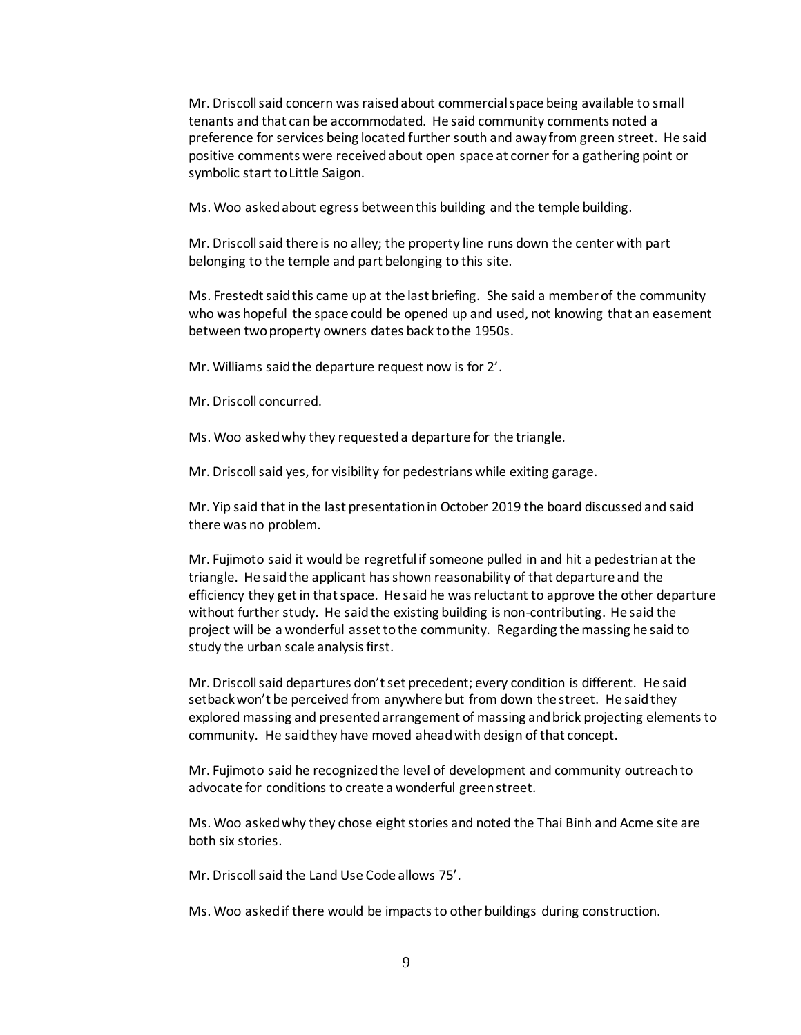Mr. Driscoll said concern was raised about commercial space being available to small tenants and that can be accommodated. He said community comments noted a preference for services being located further south and away from green street. He said positive comments were received about open space at corner for a gathering point or symbolic start to Little Saigon.

Ms. Woo asked about egress between this building and the temple building.

Mr. Driscoll said there is no alley; the property line runs down the center with part belonging to the temple and part belonging to this site.

Ms. Frestedt said this came up at the last briefing. She said a member of the community who was hopeful the space could be opened up and used, not knowing that an easement between two property owners dates back to the 1950s.

Mr. Williams said the departure request now is for 2'.

Mr. Driscoll concurred.

Ms. Woo asked why they requested a departure for the triangle.

Mr. Driscoll said yes, for visibility for pedestrians while exiting garage.

Mr. Yip said that in the last presentation in October 2019 the board discussed and said there was no problem.

Mr. Fujimoto said it would be regretful if someone pulled in and hit a pedestrian at the triangle. He said the applicant has shown reasonability of that departure and the efficiency they get in that space. He said he was reluctant to approve the other departure without further study. He said the existing building is non-contributing. He said the project will be a wonderful asset to the community. Regarding the massing he said to study the urban scale analysis first.

Mr. Driscoll said departures don't set precedent; every condition is different. He said setback won't be perceived from anywhere but from down the street. He said they explored massing and presented arrangement of massing and brick projecting elements to community. He said they have moved ahead with design of that concept.

Mr. Fujimoto said he recognized the level of development and community outreach to advocate for conditions to create a wonderful green street.

Ms. Woo asked why they chose eight stories and noted the Thai Binh and Acme site are both six stories.

Mr. Driscoll said the Land Use Code allows 75'.

Ms. Woo asked if there would be impacts to other buildings during construction.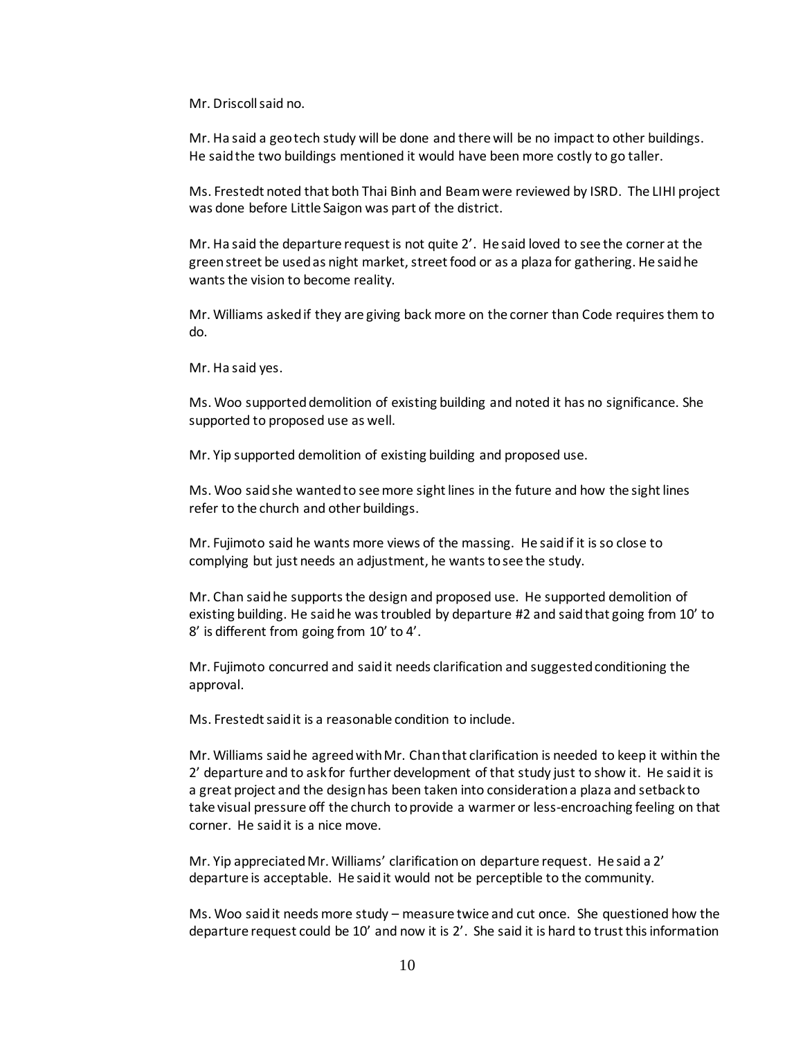Mr. Driscoll said no.

Mr. Ha said a geo tech study will be done and there will be no impact to other buildings. He said the two buildings mentioned it would have been more costly to go taller.

Ms. Frestedt noted that both Thai Binh and Beam were reviewed by ISRD. The LIHI project was done before Little Saigon was part of the district.

Mr. Ha said the departure request is not quite 2'. He said loved to see the corner at the green street be used as night market, street food or as a plaza for gathering. He said he wants the vision to become reality.

Mr. Williams asked if they are giving back more on the corner than Code requires them to do.

Mr. Ha said yes.

Ms. Woo supported demolition of existing building and noted it has no significance. She supported to proposed use as well.

Mr. Yip supported demolition of existing building and proposed use.

Ms. Woo said she wanted to see more sight lines in the future and how the sight lines refer to the church and other buildings.

Mr. Fujimoto said he wants more views of the massing. He said if it is so close to complying but just needs an adjustment, he wants to see the study.

Mr. Chan said he supports the design and proposed use. He supported demolition of existing building. He said he was troubled by departure #2 and said that going from 10' to 8' is different from going from 10' to 4'.

Mr. Fujimoto concurred and said it needs clarification and suggested conditioning the approval.

Ms. Frestedt said it is a reasonable condition to include.

Mr. Williams said he agreed with Mr. Chan that clarification is needed to keep it within the 2' departure and to ask for further development of that study just to show it. He said it is a great project and the design has been taken into consideration a plaza and setback to take visual pressure off the church to provide a warmer or less-encroaching feeling on that corner. He said it is a nice move.

Mr. Yip appreciated Mr. Williams' clarification on departure request. He said a 2' departure is acceptable. He said it would not be perceptible to the community.

Ms. Woo said it needs more study – measure twice and cut once. She questioned how the departure request could be 10' and now it is 2'. She said it is hard to trust this information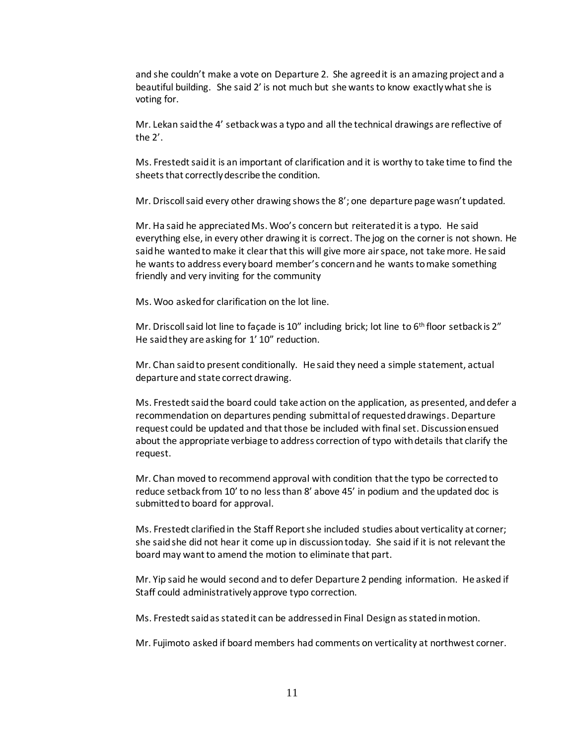and she couldn't make a vote on Departure 2. She agreed it is an amazing project and a beautiful building. She said 2' is not much but she wants to know exactly what she is voting for.

Mr. Lekan said the 4' setback was a typo and all the technical drawings are reflective of the 2'.

Ms. Frestedt said it is an important of clarification and it is worthy to take time to find the sheets that correctly describe the condition.

Mr. Driscoll said every other drawing shows the 8'; one departure page wasn't updated.

Mr. Ha said he appreciated Ms. Woo's concern but reiterated it is a typo. He said everything else, in every other drawing it is correct. The jog on the corner is not shown. He said he wanted to make it clear that this will give more air space, not take more. He said he wants to address every board member's concern and he wants to make something friendly and very inviting for the community

Ms. Woo asked for clarification on the lot line.

Mr. Driscoll said lot line to façade is 10" including brick; lot line to 6th floor setback is 2" He said they are asking for 1' 10" reduction.

Mr. Chan said to present conditionally. He said they need a simple statement, actual departure and state correct drawing.

Ms. Frestedt said the board could take action on the application, as presented, and defer a recommendation on departures pending submittal of requested drawings. Departure request could be updated and that those be included with final set. Discussion ensued about the appropriate verbiage to address correction of typo with details that clarify the request.

Mr. Chan moved to recommend approval with condition that the typo be corrected to reduce setback from 10' to no less than 8' above 45' in podium and the updated doc is submitted to board for approval.

Ms. Frestedt clarified in the Staff Report she included studies about verticality at corner; she said she did not hear it come up in discussion today. She said if it is not relevant the board may want to amend the motion to eliminate that part.

Mr. Yip said he would second and to defer Departure 2 pending information. He asked if Staff could administratively approve typo correction.

Ms. Frestedt said as stated it can be addressed in Final Design as stated in motion.

Mr. Fujimoto asked if board members had comments on verticality at northwest corner.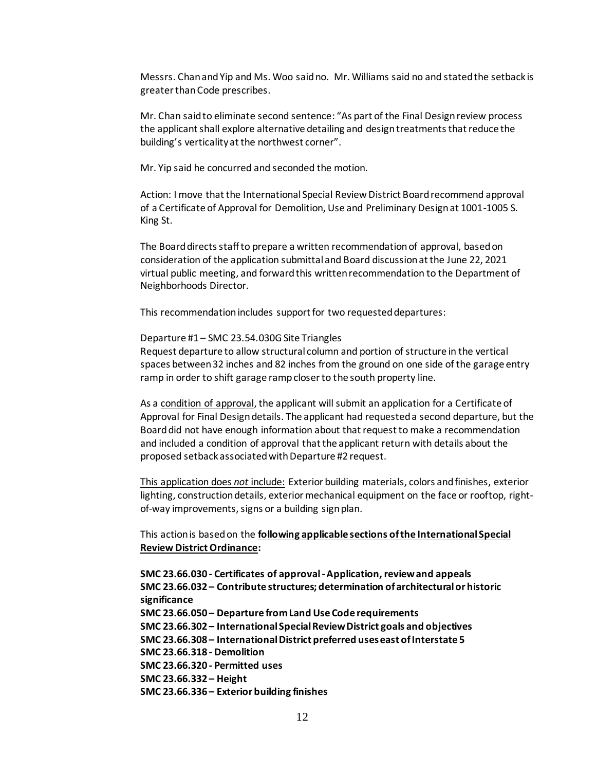Messrs. Chan and Yip and Ms. Woo said no. Mr. Williams said no and stated the setback is greater than Code prescribes.

Mr. Chan said to eliminate second sentence: "As part of the Final Design review process the applicant shall explore alternative detailing and design treatments that reduce the building's verticality at the northwest corner".

Mr. Yip said he concurred and seconded the motion.

Action: I move that the International Special Review District Board recommend approval of a Certificate of Approval for Demolition, Use and Preliminary Design at 1001-1005 S. King St.

The Board directs staff to prepare a written recommendation of approval, based on consideration of the application submittal and Board discussion at the June 22, 2021 virtual public meeting, and forward this written recommendation to the Department of Neighborhoods Director.

This recommendation includes support for two requested departures:

Departure #1 – SMC 23.54.030G Site Triangles
Request departure to allow structural column and portion of structure in the vertical spaces between 32 inches and 82 inches from the ground on one side of the garage entry ramp in order to shift garage ramp closer to the south property line.

As a condition of approval, the applicant will submit an application for a Certificate of Approval for Final Design details. The applicant had requested a second departure, but the Board did not have enough information about that request to make a recommendation and included a condition of approval that the applicant return with details about the proposed setback associated with Departure #2 request.

This application does *not* include: Exterior building materials, colors and finishes, exterior lighting, construction details, exterior mechanical equipment on the face or rooftop, right-of-way improvements, signs or a building sign plan.

This action is based on the **following applicable sections of the International Special Review District Ordinance:**

**SMC 23.66.030 - Certificates of approval - Application, review and appeals**
**SMC 23.66.032 – Contribute structures; determination of architectural or historic significance**
**SMC 23.66.050 – Departure from Land Use Code requirements**
**SMC 23.66.302 – International Special Review District goals and objectives**
**SMC 23.66.308 – International District preferred uses east of Interstate 5**
**SMC 23.66.318 - Demolition**
**SMC 23.66.320 - Permitted uses**
**SMC 23.66.332 – Height**
**SMC 23.66.336 – Exterior building finishes**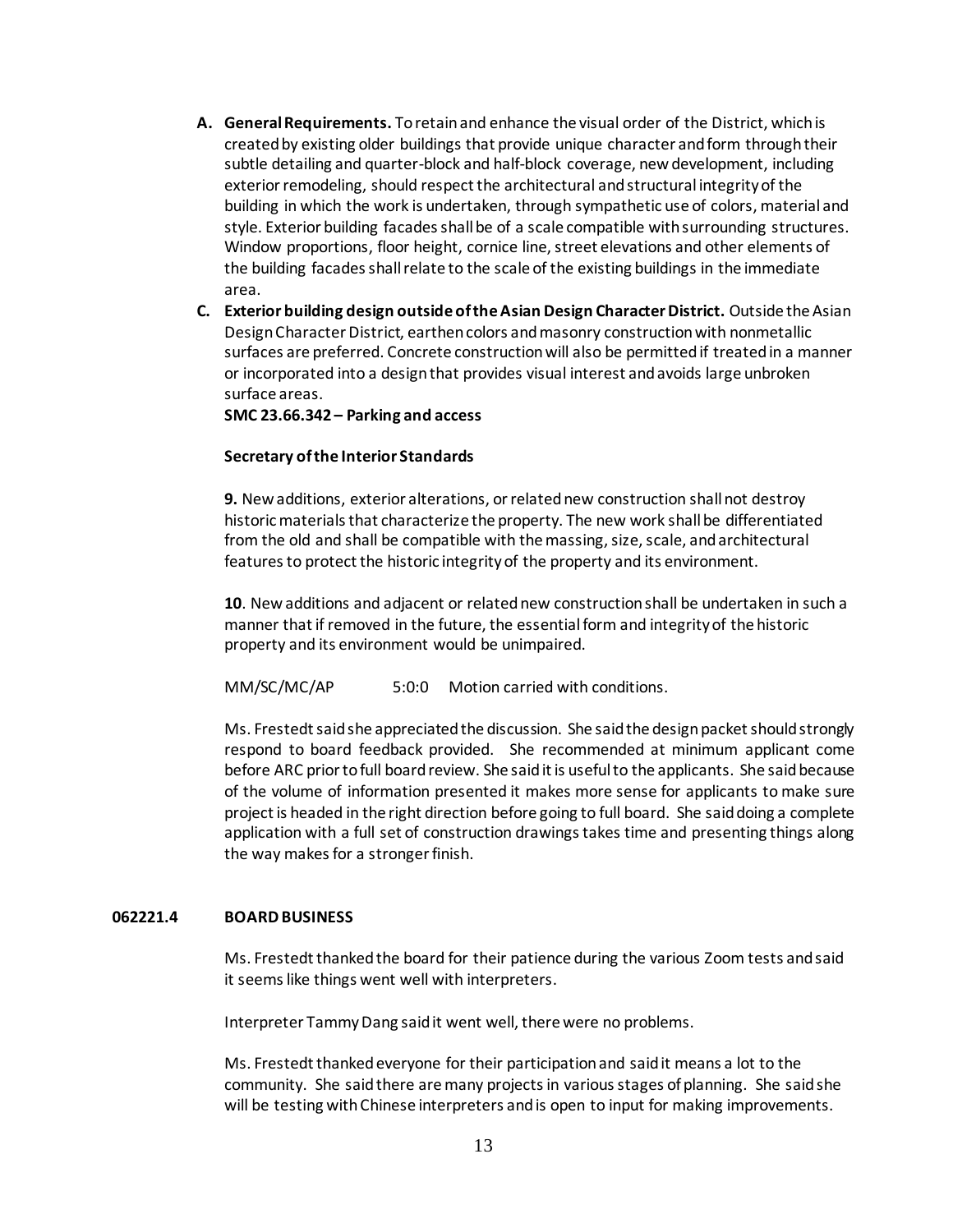A. **General Requirements.** To retain and enhance the visual order of the District, which is created by existing older buildings that provide unique character and form through their subtle detailing and quarter-block and half-block coverage, new development, including exterior remodeling, should respect the architectural and structural integrity of the building in which the work is undertaken, through sympathetic use of colors, material and style. Exterior building facades shall be of a scale compatible with surrounding structures. Window proportions, floor height, cornice line, street elevations and other elements of the building facades shall relate to the scale of the existing buildings in the immediate area.

C. **Exterior building design outside of the Asian Design Character District.** Outside the Asian Design Character District, earthen colors and masonry construction with nonmetallic surfaces are preferred. Concrete construction will also be permitted if treated in a manner or incorporated into a design that provides visual interest and avoids large unbroken surface areas.

**SMC 23.66.342 – Parking and access**

**Secretary of the Interior Standards**

**9.** New additions, exterior alterations, or related new construction shall not destroy historic materials that characterize the property. The new work shall be differentiated from the old and shall be compatible with the massing, size, scale, and architectural features to protect the historic integrity of the property and its environment.

**10**. New additions and adjacent or related new construction shall be undertaken in such a manner that if removed in the future, the essential form and integrity of the historic property and its environment would be unimpaired.

MM/SC/MC/AP 5:0:0 Motion carried with conditions.

Ms. Frestedt said she appreciated the discussion. She said the design packet should strongly respond to board feedback provided. She recommended at minimum applicant come before ARC prior to full board review. She said it is useful to the applicants. She said because of the volume of information presented it makes more sense for applicants to make sure project is headed in the right direction before going to full board. She said doing a complete application with a full set of construction drawings takes time and presenting things along the way makes for a stronger finish.

**062221.4 BOARD BUSINESS**

Ms. Frestedt thanked the board for their patience during the various Zoom tests and said it seems like things went well with interpreters.

Interpreter Tammy Dang said it went well, there were no problems.

Ms. Frestedt thanked everyone for their participation and said it means a lot to the community. She said there are many projects in various stages of planning. She said she will be testing with Chinese interpreters and is open to input for making improvements.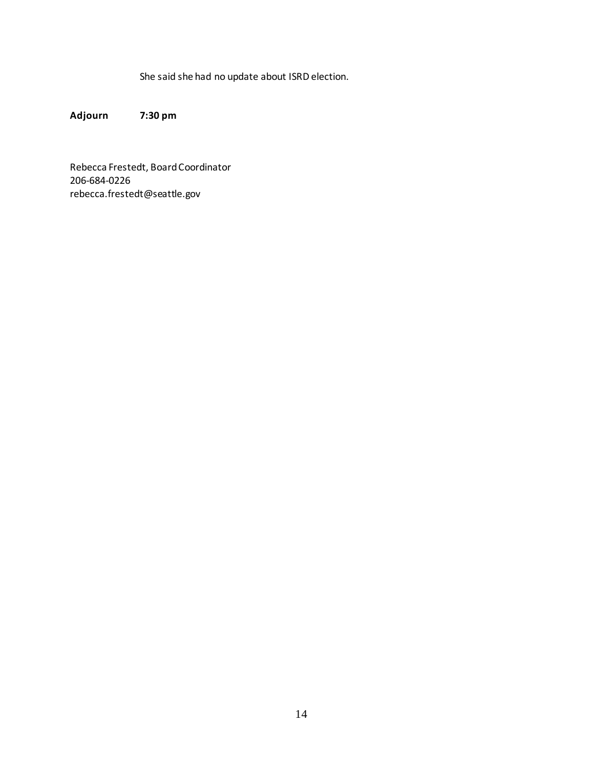She said she had no update about ISRD election.

**Adjourn 7:30 pm**

Rebecca Frestedt, Board Coordinator
206-684-0226
rebecca.frestedt@seattle.gov